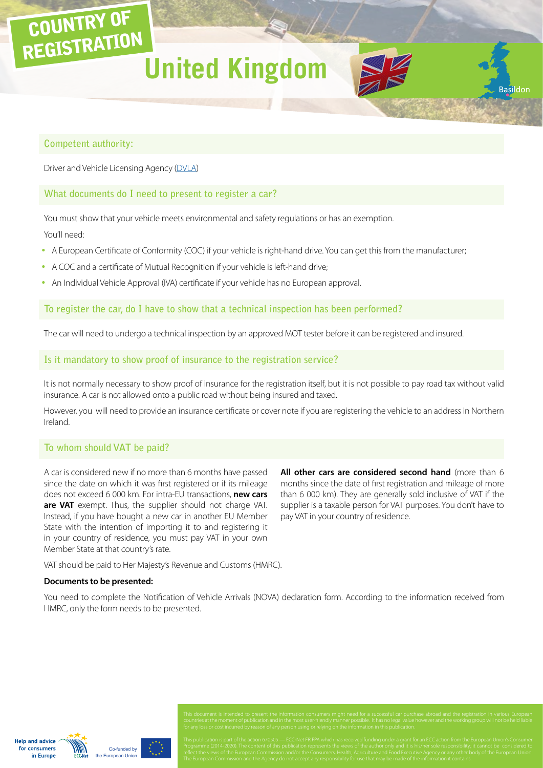COUNTRY OF REGISTRATION

# United Kingdom

Basildon

## Competent authority:

Driver and Vehicle Licensing Agency (DVLA)

## What documents do I need to present to register a car?

You must show that your vehicle meets environmental and safety regulations or has an exemption.

You'll need:

- A European Certificate of Conformity (COC) if your vehicle is right-hand drive. You can get this from the manufacturer;
- A COC and a certificate of Mutual Recognition if your vehicle is left-hand drive;
- An Individual Vehicle Approval (IVA) certificate if your vehicle has no European approval.

## To register the car, do I have to show that a technical inspection has been performed?

The car will need to undergo a technical inspection by an approved MOT tester before it can be registered and insured.

## Is it mandatory to show proof of insurance to the registration service?

It is not normally necessary to show proof of insurance for the registration itself, but it is not possible to pay road tax without valid insurance. A car is not allowed onto a public road without being insured and taxed.

However, you will need to provide an insurance certificate or cover note if you are registering the vehicle to an address in Northern Ireland.

## To whom should VAT be paid?

A car is considered new if no more than 6 months have passed since the date on which it was first registered or if its mileage does not exceed 6 000 km. For intra-EU transactions, **new cars are VAT** exempt. Thus, the supplier should not charge VAT. Instead, if you have bought a new car in another EU Member State with the intention of importing it to and registering it in your country of residence, you must pay VAT in your own Member State at that country's rate.

**All other cars are considered second hand** (more than 6 months since the date of first registration and mileage of more than 6 000 km). They are generally sold inclusive of VAT if the supplier is a taxable person for VAT purposes. You don't have to pay VAT in your country of residence.

VAT should be paid to Her Majesty's Revenue and Customs (HMRC).

**Documents to be presented:**

You need to complete the Notification of Vehicle Arrivals (NOVA) declaration form. According to the information received from HMRC, only the form needs to be presented.

This document is intended to present the information consumers might need for a successful car purchase abroad and the registration in various European countries at the moment of publication and in the most user-friendly manner possible. It has no legal value however and the working group will not be held liable for any loss or cost incurred by reason of any person using or relying on the information in this publication.

This publication is part of the action 670505 — ECC-Net FR FPA which has received funding under a grant for an ECC action from the European Union's Consumer Programme (2014-2020). The content of this publication represents the views of the author only and it is his/her sole responsibility; it cannot be considered to reflect the views of the European Commission and/or the Consumers, Health, Agriculture and Food Executive Agency or any other body of the European Union. The European Commission and the Agency do not accept any responsibility for use that may be made of the information it contains.

Help and advice for consumers in Europe — ECC-Net — Co-funded by the European Union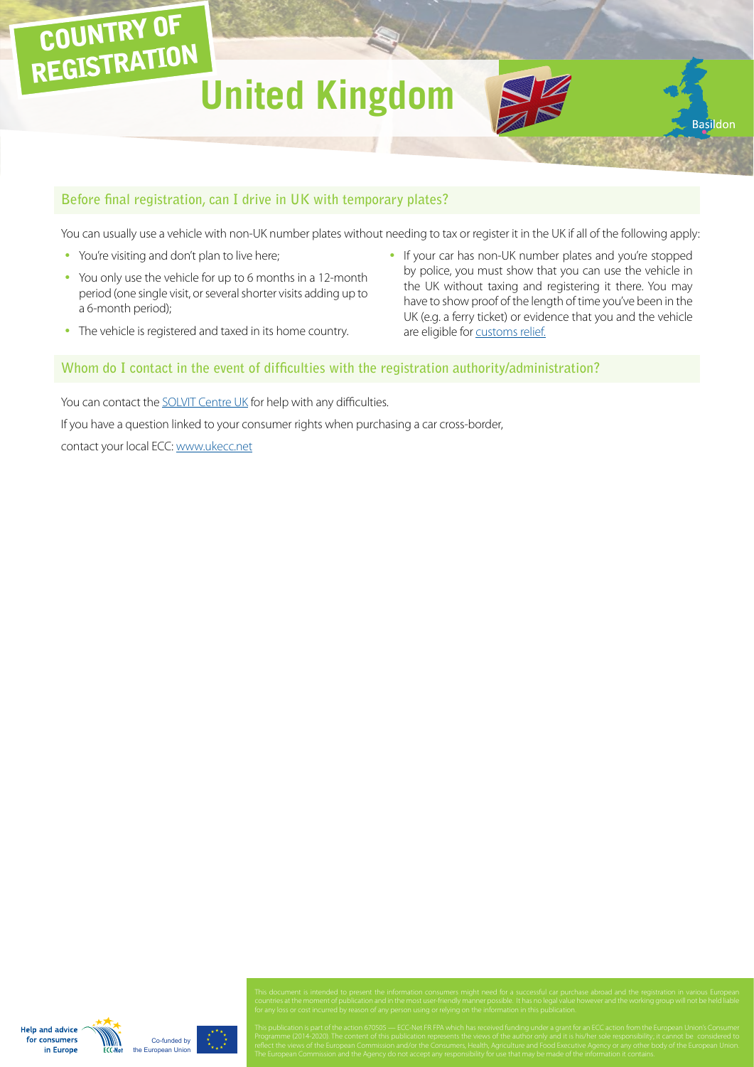COUNTRY OF REGISTRATION

# United Kingdom

Basildon

## Before final registration, can I drive in UK with temporary plates?

You can usually use a vehicle with non-UK number plates without needing to tax or register it in the UK if all of the following apply:

- You're visiting and don't plan to live here;
- You only use the vehicle for up to 6 months in a 12-month period (one single visit, or several shorter visits adding up to a 6-month period);
- The vehicle is registered and taxed in its home country.
- If your car has non-UK number plates and you're stopped by police, you must show that you can use the vehicle in the UK without taxing and registering it there. You may have to show proof of the length of time you've been in the UK (e.g. a ferry ticket) or evidence that you and the vehicle are eligible for customs relief.

## Whom do I contact in the event of difficulties with the registration authority/administration?

You can contact the SOLVIT Centre UK for help with any difficulties.

If you have a question linked to your consumer rights when purchasing a car cross-border,

contact your local ECC: www.ukecc.net

This document is intended to present the information consumers might need for a successful car purchase abroad and the registration in various European countries at the moment of publication and in the most user-friendly manner possible. It has no legal value however and the working group will not be held liable for any loss or cost incurred by reason of any person using or relying on the information in this publication.

This publication is part of the action 670505 — ECC-Net FR FPA which has received funding under a grant for an ECC action from the European Union's Consumer Programme (2014-2020). The content of this publication represents the views of the author only and it is his/her sole responsibility; it cannot be considered to reflect the views of the European Commission and/or the Consumers, Health, Agriculture and Food Executive Agency or any other body of the European Union. The European Commission and the Agency do not accept any responsibility for use that may be made of the information it contains.

Help and advice for consumers in Europe

ECC-Net

Co-funded by the European Union